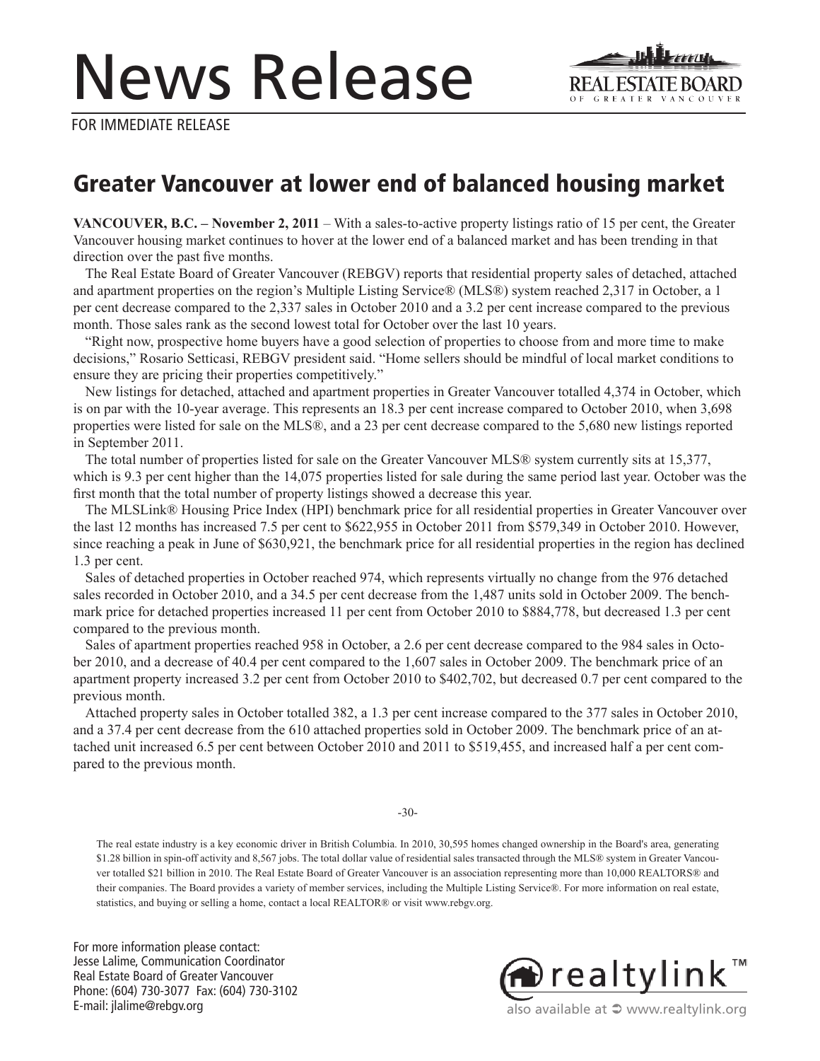# News Release

FOR IMMEDIATE RELEASE

## Greater Vancouver at lower end of balanced housing market

**VANCOUVER, B.C. – November 2, 2011** – With a sales-to-active property listings ratio of 15 per cent, the Greater Vancouver housing market continues to hover at the lower end of a balanced market and has been trending in that direction over the past five months.

The Real Estate Board of Greater Vancouver (REBGV) reports that residential property sales of detached, attached and apartment properties on the region's Multiple Listing Service® (MLS®) system reached 2,317 in October, a 1 per cent decrease compared to the 2,337 sales in October 2010 and a 3.2 per cent increase compared to the previous month. Those sales rank as the second lowest total for October over the last 10 years.

"Right now, prospective home buyers have a good selection of properties to choose from and more time to make decisions," Rosario Setticasi, REBGV president said. "Home sellers should be mindful of local market conditions to ensure they are pricing their properties competitively."

New listings for detached, attached and apartment properties in Greater Vancouver totalled 4,374 in October, which is on par with the 10-year average. This represents an 18.3 per cent increase compared to October 2010, when 3,698 properties were listed for sale on the MLS®, and a 23 per cent decrease compared to the 5,680 new listings reported in September 2011.

The total number of properties listed for sale on the Greater Vancouver MLS® system currently sits at 15,377, which is 9.3 per cent higher than the 14,075 properties listed for sale during the same period last year. October was the first month that the total number of property listings showed a decrease this year.

The MLSLink® Housing Price Index (HPI) benchmark price for all residential properties in Greater Vancouver over the last 12 months has increased 7.5 per cent to $622,955 in October 2011 from $579,349 in October 2010. However, since reaching a peak in June of $630,921, the benchmark price for all residential properties in the region has declined 1.3 per cent.

Sales of detached properties in October reached 974, which represents virtually no change from the 976 detached sales recorded in October 2010, and a 34.5 per cent decrease from the 1,487 units sold in October 2009. The benchmark price for detached properties increased 11 per cent from October 2010 to $884,778, but decreased 1.3 per cent compared to the previous month.

Sales of apartment properties reached 958 in October, a 2.6 per cent decrease compared to the 984 sales in October 2010, and a decrease of 40.4 per cent compared to the 1,607 sales in October 2009. The benchmark price of an apartment property increased 3.2 per cent from October 2010 to $402,702, but decreased 0.7 per cent compared to the previous month.

Attached property sales in October totalled 382, a 1.3 per cent increase compared to the 377 sales in October 2010, and a 37.4 per cent decrease from the 610 attached properties sold in October 2009. The benchmark price of an attached unit increased 6.5 per cent between October 2010 and 2011 to $519,455, and increased half a per cent compared to the previous month.

-30-

The real estate industry is a key economic driver in British Columbia. In 2010, 30,595 homes changed ownership in the Board's area, generating $1.28 billion in spin-off activity and 8,567 jobs. The total dollar value of residential sales transacted through the MLS® system in Greater Vancouver totalled $21 billion in 2010. The Real Estate Board of Greater Vancouver is an association representing more than 10,000 REALTORS® and their companies. The Board provides a variety of member services, including the Multiple Listing Service®. For more information on real estate, statistics, and buying or selling a home, contact a local REALTOR® or visit www.rebgv.org.

For more information please contact:
Jesse Lalime, Communication Coordinator
Real Estate Board of Greater Vancouver
Phone: (604) 730-3077 Fax: (604) 730-3102
E-mail: jlalime@rebgv.org

realtylink™ also available at www.realtylink.org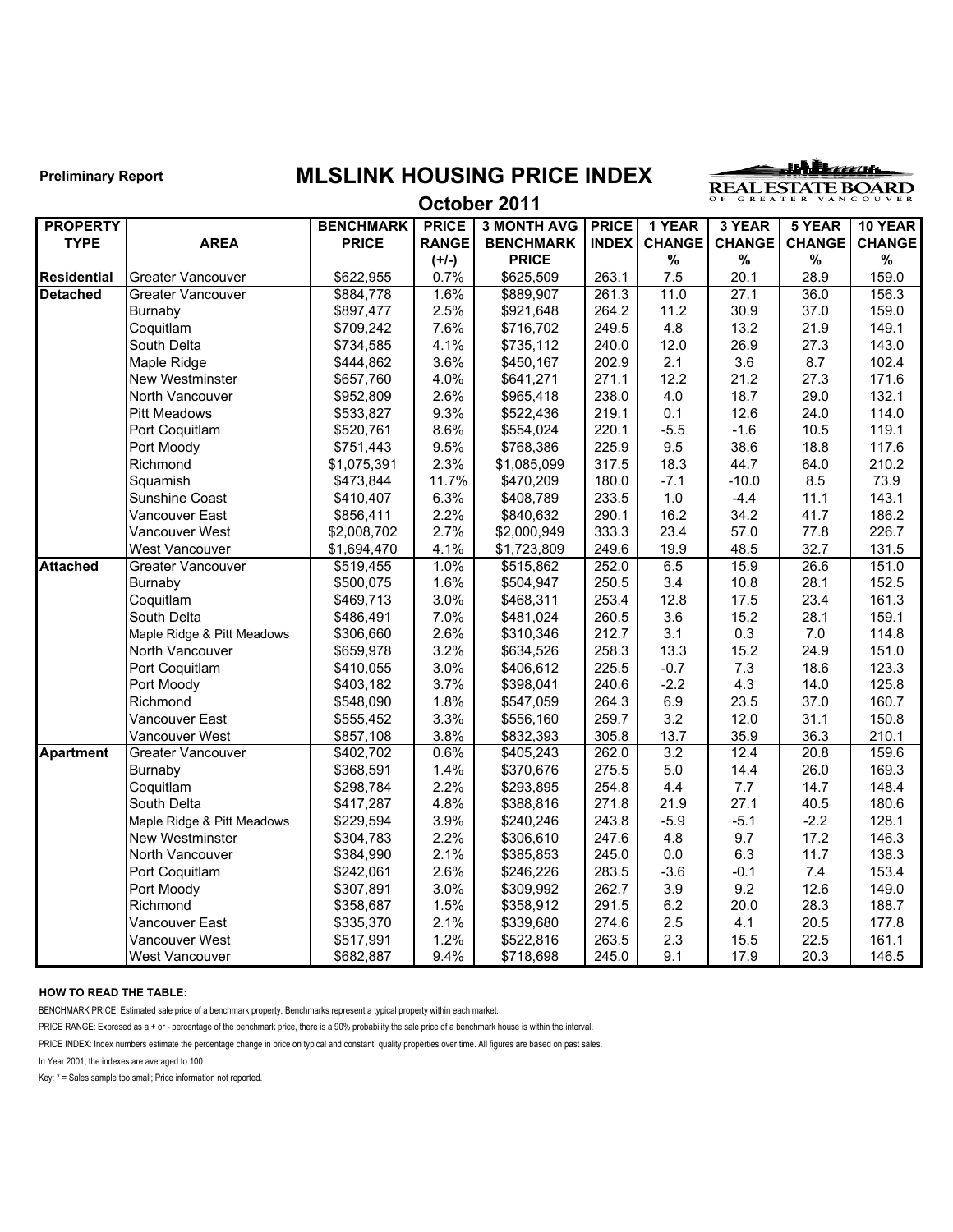Preliminary Report

# MLSLINK HOUSING PRICE INDEX

## October 2011

| PROPERTY TYPE | AREA | BENCHMARK PRICE | PRICE RANGE (+/-) | 3 MONTH AVG BENCHMARK PRICE | PRICE INDEX | 1 YEAR CHANGE % | 3 YEAR CHANGE % | 5 YEAR CHANGE % | 10 YEAR CHANGE % |
|---|---|---|---|---|---|---|---|---|---|
| **Residential** | Greater Vancouver | $622,955 | 0.7% | $625,509 | 263.1 | 7.5 | 20.1 | 28.9 | 159.0 |
| **Detached** | Greater Vancouver | $884,778 | 1.6% | $889,907 | 261.3 | 11.0 | 27.1 | 36.0 | 156.3 |
| | Burnaby | $897,477 | 2.5% | $921,648 | 264.2 | 11.2 | 30.9 | 37.0 | 159.0 |
| | Coquitlam | $709,242 | 7.6% | $716,702 | 249.5 | 4.8 | 13.2 | 21.9 | 149.1 |
| | South Delta | $734,585 | 4.1% | $735,112 | 240.0 | 12.0 | 26.9 | 27.3 | 143.0 |
| | Maple Ridge | $444,862 | 3.6% | $450,167 | 202.9 | 2.1 | 3.6 | 8.7 | 102.4 |
| | New Westminster | $657,760 | 4.0% | $641,271 | 271.1 | 12.2 | 21.2 | 27.3 | 171.6 |
| | North Vancouver | $952,809 | 2.6% | $965,418 | 238.0 | 4.0 | 18.7 | 29.0 | 132.1 |
| | Pitt Meadows | $533,827 | 9.3% | $522,436 | 219.1 | 0.1 | 12.6 | 24.0 | 114.0 |
| | Port Coquitlam | $520,761 | 8.6% | $554,024 | 220.1 | -5.5 | -1.6 | 10.5 | 119.1 |
| | Port Moody | $751,443 | 9.5% | $768,386 | 225.9 | 9.5 | 38.6 | 18.8 | 117.6 |
| | Richmond | $1,075,391 | 2.3% | $1,085,099 | 317.5 | 18.3 | 44.7 | 64.0 | 210.2 |
| | Squamish | $473,844 | 11.7% | $470,209 | 180.0 | -7.1 | -10.0 | 8.5 | 73.9 |
| | Sunshine Coast | $410,407 | 6.3% | $408,789 | 233.5 | 1.0 | -4.4 | 11.1 | 143.1 |
| | Vancouver East | $856,411 | 2.2% | $840,632 | 290.1 | 16.2 | 34.2 | 41.7 | 186.2 |
| | Vancouver West | $2,008,702 | 2.7% | $2,000,949 | 333.3 | 23.4 | 57.0 | 77.8 | 226.7 |
| | West Vancouver | $1,694,470 | 4.1% | $1,723,809 | 249.6 | 19.9 | 48.5 | 32.7 | 131.5 |
| **Attached** | Greater Vancouver | $519,455 | 1.0% | $515,862 | 252.0 | 6.5 | 15.9 | 26.6 | 151.0 |
| | Burnaby | $500,075 | 1.6% | $504,947 | 250.5 | 3.4 | 10.8 | 28.1 | 152.5 |
| | Coquitlam | $469,713 | 3.0% | $468,311 | 253.4 | 12.8 | 17.5 | 23.4 | 161.3 |
| | South Delta | $486,491 | 7.0% | $481,024 | 260.5 | 3.6 | 15.2 | 28.1 | 159.1 |
| | Maple Ridge & Pitt Meadows | $306,660 | 2.6% | $310,346 | 212.7 | 3.1 | 0.3 | 7.0 | 114.8 |
| | North Vancouver | $659,978 | 3.2% | $634,526 | 258.3 | 13.3 | 15.2 | 24.9 | 151.0 |
| | Port Coquitlam | $410,055 | 3.0% | $406,612 | 225.5 | -0.7 | 7.3 | 18.6 | 123.3 |
| | Port Moody | $403,182 | 3.7% | $398,041 | 240.6 | -2.2 | 4.3 | 14.0 | 125.8 |
| | Richmond | $548,090 | 1.8% | $547,059 | 264.3 | 6.9 | 23.5 | 37.0 | 160.7 |
| | Vancouver East | $555,452 | 3.3% | $556,160 | 259.7 | 3.2 | 12.0 | 31.1 | 150.8 |
| | Vancouver West | $857,108 | 3.8% | $832,393 | 305.8 | 13.7 | 35.9 | 36.3 | 210.1 |
| **Apartment** | Greater Vancouver | $402,702 | 0.6% | $405,243 | 262.0 | 3.2 | 12.4 | 20.8 | 159.6 |
| | Burnaby | $368,591 | 1.4% | $370,676 | 275.5 | 5.0 | 14.4 | 26.0 | 169.3 |
| | Coquitlam | $298,784 | 2.2% | $293,895 | 254.8 | 4.4 | 7.7 | 14.7 | 148.4 |
| | South Delta | $417,287 | 4.8% | $388,816 | 271.8 | 21.9 | 27.1 | 40.5 | 180.6 |
| | Maple Ridge & Pitt Meadows | $229,594 | 3.9% | $240,246 | 243.8 | -5.9 | -5.1 | -2.2 | 128.1 |
| | New Westminster | $304,783 | 2.2% | $306,610 | 247.6 | 4.8 | 9.7 | 17.2 | 146.3 |
| | North Vancouver | $384,990 | 2.1% | $385,853 | 245.0 | 0.0 | 6.3 | 11.7 | 138.3 |
| | Port Coquitlam | $242,061 | 2.6% | $246,226 | 283.5 | -3.6 | -0.1 | 7.4 | 153.4 |
| | Port Moody | $307,891 | 3.0% | $309,992 | 262.7 | 3.9 | 9.2 | 12.6 | 149.0 |
| | Richmond | $358,687 | 1.5% | $358,912 | 291.5 | 6.2 | 20.0 | 28.3 | 188.7 |
| | Vancouver East | $335,370 | 2.1% | $339,680 | 274.6 | 2.5 | 4.1 | 20.5 | 177.8 |
| | Vancouver West | $517,991 | 1.2% | $522,816 | 263.5 | 2.3 | 15.5 | 22.5 | 161.1 |
| | West Vancouver | $682,887 | 9.4% | $718,698 | 245.0 | 9.1 | 17.9 | 20.3 | 146.5 |

**HOW TO READ THE TABLE:**

BENCHMARK PRICE: Estimated sale price of a benchmark property. Benchmarks represent a typical property within each market.

PRICE RANGE: Expresed as a + or - percentage of the benchmark price, there is a 90% probability the sale price of a benchmark house is within the interval.

PRICE INDEX: Index numbers estimate the percentage change in price on typical and constant quality properties over time. All figures are based on past sales.

In Year 2001, the indexes are averaged to 100

Key: * = Sales sample too small; Price information not reported.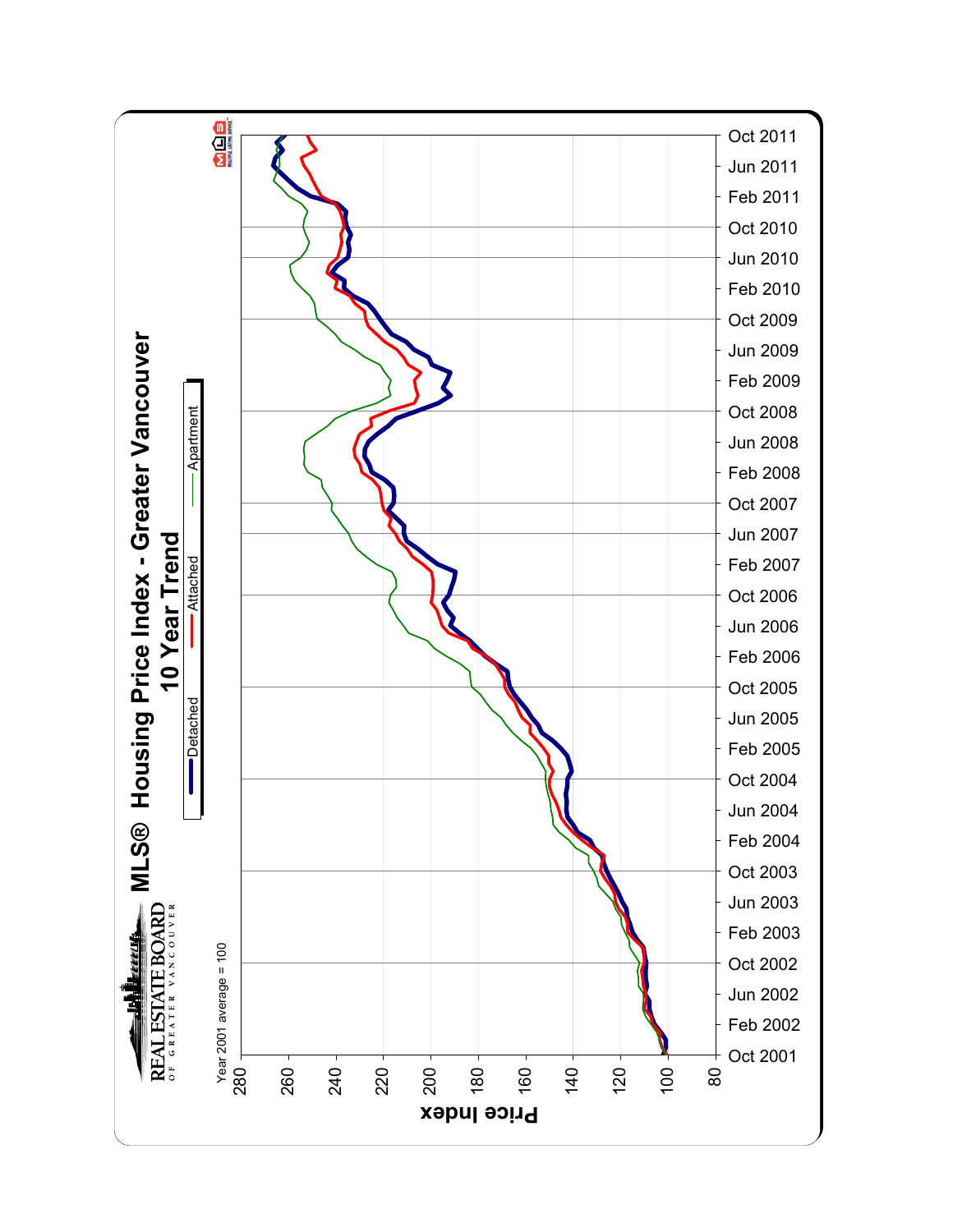# MLS® Housing Price Index - Greater Vancouver

## 10 Year Trend

REAL ESTATE BOARD OF GREATER VANCOUVER

Year 2001 average = 100

Legend: Detached, Attached, Apartment

Price Index: 80, 100, 120, 140, 160, 180, 200, 220, 240, 260, 280

Oct 2001, Feb 2002, Jun 2002, Oct 2002, Feb 2003, Jun 2003, Oct 2003, Feb 2004, Jun 2004, Oct 2004, Feb 2005, Jun 2005, Oct 2005, Feb 2006, Jun 2006, Oct 2006, Feb 2007, Jun 2007, Oct 2007, Feb 2008, Jun 2008, Oct 2008, Feb 2009, Jun 2009, Oct 2009, Feb 2010, Jun 2010, Oct 2010, Feb 2011, Jun 2011, Oct 2011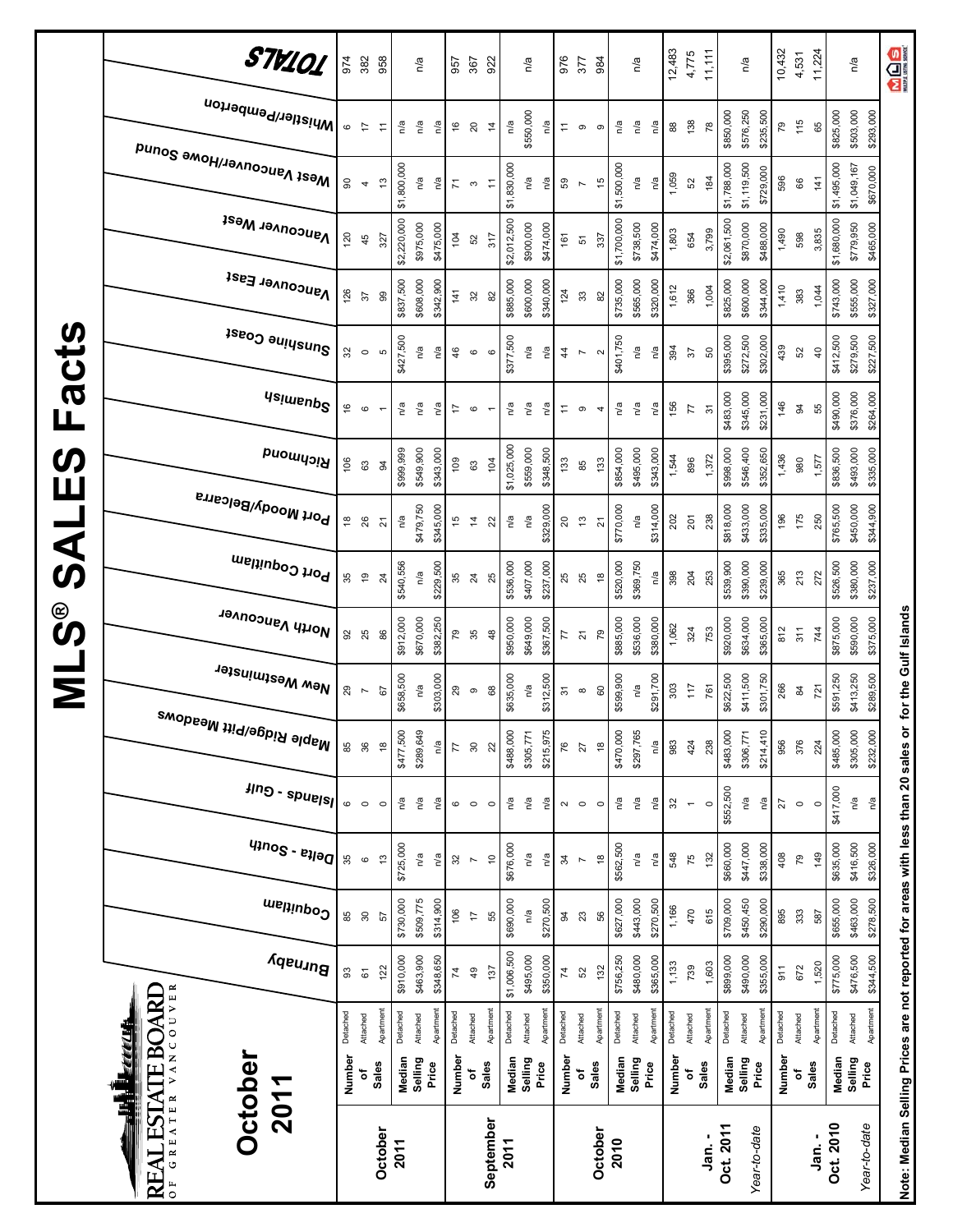# MLS® SALES Facts

**REAL ESTATE BOARD OF GREATER VANCOUVER**

## October 2011

| Period | | Type | Burnaby | Coquitlam | Delta - South | Islands - Gulf | Maple Ridge/Pitt Meadows | New Westminster | North Vancouver | Port Coquitlam | Port Moody/Belcarra | Richmond | Squamish | Sunshine Coast | Vancouver East | Vancouver West | West Vancouver/Howe Sound | Whistler/Pemberton | TOTALS |
|---|---|---|---|---|---|---|---|---|---|---|---|---|---|---|---|---|---|---|---|
| October 2011 | Number of Sales | Detached | 93 | 85 | 35 | 6 | 85 | 29 | 92 | 35 | 18 | 106 | 16 | 32 | 126 | 120 | 90 | 6 | 974 |
| | | Attached | 61 | 30 | 6 | 0 | 36 | 7 | 25 | 19 | 26 | 63 | 6 | 0 | 37 | 45 | 4 | 17 | 382 |
| | | Apartment | 122 | 57 | 13 | 0 | 18 | 67 | 86 | 24 | 21 | 94 | 1 | 5 | 99 | 327 | 13 | 11 | 958 |
| | Median Selling Price | Detached | $910,000 | $730,000 | $725,000 | n/a | $477,500 | $658,500 | $912,000 | $540,556 | n/a | $999,999 | n/a | $427,500 | $837,500 | $2,220,000 | $1,800,000 | n/a | n/a |
| | | Attached | $463,900 | $509,775 | n/a | n/a | $289,649 | n/a | $670,000 | n/a | $479,750 | $549,900 | n/a | n/a | $608,000 | $975,000 | n/a | n/a | |
| | | Apartment | $348,650 | $314,900 | n/a | n/a | n/a | $303,000 | $382,250 | $229,500 | $345,000 | $343,000 | n/a | n/a | $342,900 | $475,000 | n/a | n/a | |
| September 2011 | Number of Sales | Detached | 74 | 106 | 32 | 6 | 77 | 29 | 79 | 35 | 15 | 109 | 17 | 46 | 141 | 104 | 71 | 16 | 957 |
| | | Attached | 49 | 17 | 7 | 0 | 30 | 9 | 35 | 24 | 14 | 63 | 6 | 6 | 32 | 52 | 3 | 20 | 367 |
| | | Apartment | 137 | 55 | 10 | 0 | 22 | 68 | 48 | 25 | 22 | 104 | 1 | 6 | 82 | 317 | 11 | 14 | 922 |
| | Median Selling Price | Detached | $1,006,500 | $690,000 | $676,000 | n/a | $488,000 | $635,000 | $950,000 | $536,000 | n/a | $1,025,000 | n/a | $377,500 | $885,000 | $2,012,500 | $1,830,000 | n/a | n/a |
| | | Attached | $495,000 | n/a | n/a | n/a | $305,771 | n/a | $649,000 | $407,000 | n/a | $559,000 | n/a | n/a | $600,000 | $900,000 | n/a | $550,000 | |
| | | Apartment | $350,000 | $270,500 | n/a | n/a | $215,975 | $312,500 | $367,500 | $237,000 | $329,000 | $348,500 | n/a | n/a | $340,000 | $474,000 | n/a | n/a | |
| October 2010 | Number of Sales | Detached | 74 | 94 | 34 | 2 | 76 | 31 | 77 | 25 | 20 | 133 | 11 | 44 | 124 | 161 | 59 | 11 | 976 |
| | | Attached | 52 | 23 | 7 | 0 | 27 | 8 | 21 | 25 | 13 | 85 | 9 | 7 | 33 | 51 | 7 | 9 | 377 |
| | | Apartment | 132 | 56 | 18 | 0 | 18 | 60 | 79 | 18 | 21 | 133 | 4 | 2 | 82 | 337 | 15 | 9 | 984 |
| | Median Selling Price | Detached | $756,250 | $627,000 | $562,500 | n/a | $470,000 | $599,900 | $885,000 | $520,000 | $770,000 | $854,000 | n/a | $401,750 | $735,000 | $1,700,000 | $1,500,000 | n/a | n/a |
| | | Attached | $480,000 | $443,000 | n/a | n/a | $297,765 | n/a | $536,000 | $369,750 | n/a | $495,000 | n/a | n/a | $565,000 | $738,500 | n/a | n/a | |
| | | Apartment | $365,000 | $270,500 | n/a | n/a | n/a | $291,700 | $380,000 | n/a | $314,000 | $343,000 | n/a | n/a | $320,000 | $474,000 | n/a | n/a | |
| Jan. - Oct. 2011 | Number of Sales | Detached | 1,133 | 1,166 | 548 | 32 | 983 | 303 | 1,062 | 398 | 202 | 1,544 | 156 | 394 | 1,612 | 1,803 | 1,059 | 88 | 12,483 |
| | | Attached | 739 | 470 | 75 | 1 | 424 | 117 | 324 | 204 | 201 | 896 | 77 | 37 | 366 | 654 | 52 | 138 | 4,775 |
| | | Apartment | 1,603 | 615 | 132 | 0 | 238 | 761 | 753 | 253 | 238 | 1,372 | 31 | 50 | 1,004 | 3,799 | 184 | 78 | 11,111 |
| Year-to-date | Median Selling Price | Detached | $899,000 | $709,000 | $660,000 | $552,500 | $483,000 | $622,500 | $920,000 | $539,900 | $818,000 | $998,000 | $483,000 | $395,000 | $825,000 | $2,061,500 | $1,788,000 | $850,000 | n/a |
| | | Attached | $490,000 | $450,450 | $447,000 | n/a | $306,771 | $411,500 | $634,000 | $390,000 | $433,000 | $546,400 | $345,000 | $272,500 | $600,000 | $870,000 | $1,119,500 | $576,250 | |
| | | Apartment | $355,000 | $290,000 | $338,000 | n/a | $214,410 | $301,750 | $365,000 | $239,000 | $335,000 | $352,650 | $231,000 | $302,000 | $344,000 | $488,000 | $729,000 | $235,500 | |
| Jan. - Oct. 2010 | Number of Sales | Detached | 911 | 895 | 408 | 27 | 956 | 266 | 812 | 365 | 196 | 1,436 | 146 | 439 | 1,410 | 1,490 | 596 | 79 | 10,432 |
| | | Attached | 672 | 333 | 79 | 0 | 376 | 84 | 311 | 213 | 175 | 980 | 94 | 52 | 383 | 598 | 66 | 115 | 4,531 |
| | | Apartment | 1,520 | 587 | 149 | 0 | 224 | 721 | 744 | 272 | 250 | 1,577 | 55 | 40 | 1,044 | 3,835 | 141 | 65 | 11,224 |
| Year-to-date | Median Selling Price | Detached | $775,000 | $655,000 | $635,000 | $417,000 | $485,000 | $591,250 | $875,000 | $526,500 | $765,500 | $836,500 | $490,000 | $412,500 | $743,000 | $1,680,000 | $1,495,000 | $825,000 | n/a |
| | | Attached | $476,500 | $463,000 | $416,500 | n/a | $305,000 | $413,250 | $590,000 | $380,000 | $450,000 | $493,000 | $376,000 | $279,500 | $555,000 | $779,950 | $1,049,167 | $503,000 | |
| | | Apartment | $344,500 | $278,500 | $326,000 | n/a | $232,000 | $289,500 | $375,000 | $237,000 | $344,900 | $335,000 | $264,000 | $227,500 | $327,000 | $465,000 | $670,000 | $293,000 | |

**Note: Median Selling Prices are not reported for areas with less than 20 sales or for the Gulf Islands**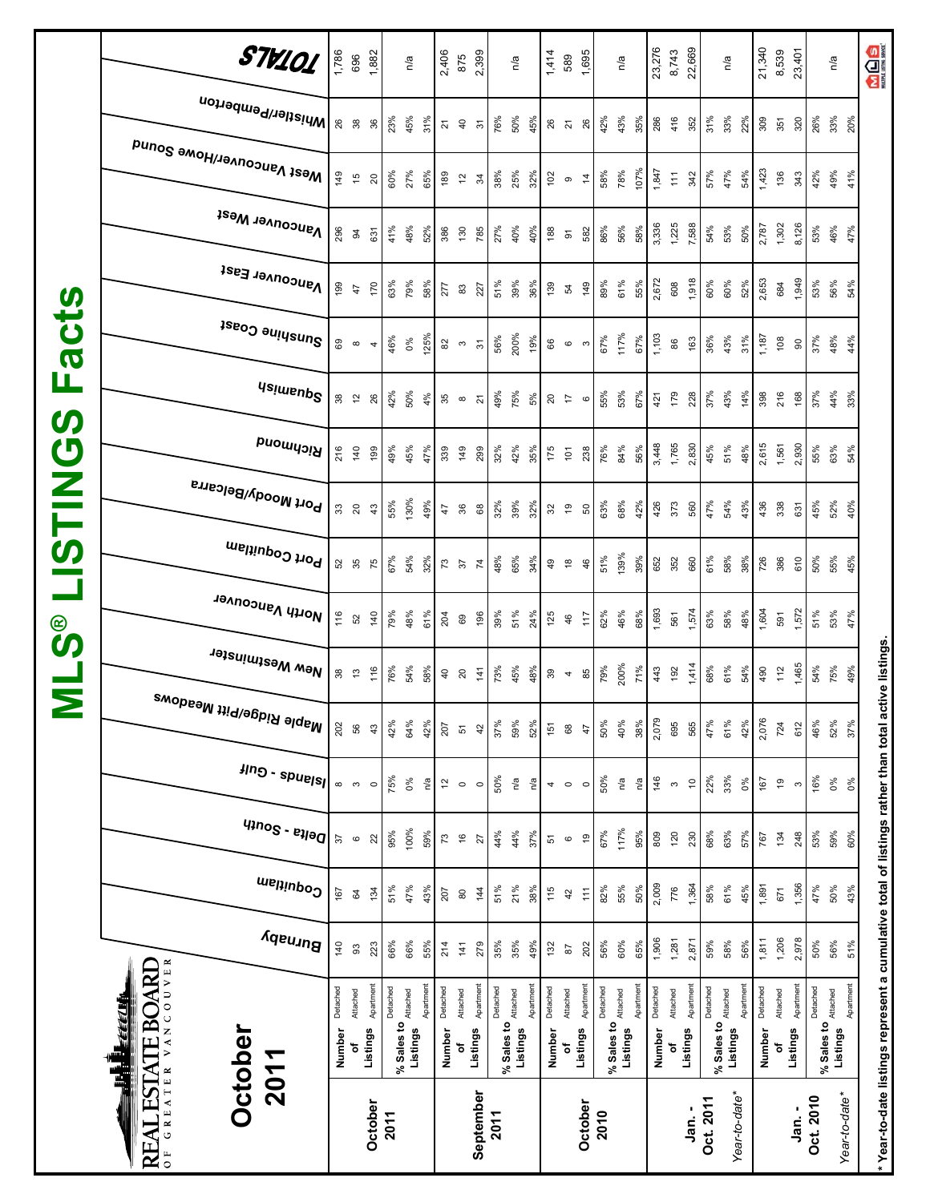# MLS® LISTINGS Facts

REAL ESTATE BOARD OF GREATER VANCOUVER

## October 2011

| | | | Burnaby | Coquitlam | Delta - South | Islands - Gulf | Maple Ridge/Pitt Meadows | New Westminster | North Vancouver | Port Coquitlam | Port Moody/Belcarra | Richmond | Squamish | Sunshine Coast | Vancouver East | Vancouver West | West Vancouver/Howe Sound | Whistler/Pemberton | TOTALS |
|---|---|---|---|---|---|---|---|---|---|---|---|---|---|---|---|---|---|---|---|
| **October 2011** | Number of Listings | Detached | 140 | 167 | 37 | 8 | 202 | 38 | 116 | 52 | 33 | 216 | 38 | 69 | 199 | 296 | 149 | 26 | 1,786 |
| | | Attached | 93 | 64 | 6 | 3 | 56 | 13 | 52 | 35 | 20 | 140 | 12 | 8 | 47 | 94 | 15 | 38 | 696 |
| | | Apartment | 223 | 134 | 22 | 0 | 43 | 116 | 140 | 75 | 43 | 199 | 26 | 4 | 170 | 631 | 20 | 36 | 1,882 |
| | % Sales to Listings | Detached | 66% | 51% | 95% | 75% | 42% | 76% | 79% | 67% | 55% | 49% | 42% | 46% | 63% | 41% | 60% | 23% | n/a |
| | | Attached | 66% | 47% | 100% | 0% | 64% | 54% | 48% | 54% | 130% | 45% | 50% | 0% | 79% | 48% | 27% | 45% | |
| | | Apartment | 55% | 43% | 59% | n/a | 42% | 58% | 61% | 32% | 49% | 47% | 4% | 125% | 58% | 52% | 65% | 31% | |
| **September 2011** | Number of Listings | Detached | 214 | 207 | 73 | 12 | 207 | 40 | 204 | 73 | 47 | 339 | 35 | 82 | 277 | 386 | 189 | 21 | 2,406 |
| | | Attached | 141 | 80 | 16 | 0 | 51 | 20 | 69 | 37 | 36 | 149 | 8 | 3 | 83 | 130 | 12 | 40 | 875 |
| | | Apartment | 279 | 144 | 27 | 0 | 42 | 141 | 196 | 74 | 68 | 299 | 21 | 31 | 227 | 785 | 34 | 31 | 2,399 |
| | % Sales to Listings | Detached | 35% | 51% | 44% | 50% | 37% | 73% | 39% | 48% | 32% | 32% | 49% | 56% | 51% | 27% | 38% | 76% | n/a |
| | | Attached | 35% | 21% | 44% | n/a | 59% | 45% | 51% | 65% | 39% | 42% | 75% | 200% | 39% | 40% | 25% | 50% | |
| | | Apartment | 49% | 38% | 37% | n/a | 52% | 48% | 24% | 34% | 32% | 35% | 5% | 19% | 36% | 40% | 32% | 45% | |
| **October 2010** | Number of Listings | Detached | 132 | 115 | 51 | 4 | 151 | 39 | 125 | 49 | 32 | 175 | 20 | 66 | 139 | 188 | 102 | 26 | 1,414 |
| | | Attached | 87 | 42 | 6 | 0 | 68 | 4 | 46 | 18 | 19 | 101 | 17 | 6 | 54 | 91 | 9 | 21 | 589 |
| | | Apartment | 202 | 111 | 19 | 0 | 47 | 85 | 117 | 46 | 50 | 238 | 6 | 3 | 149 | 582 | 14 | 26 | 1,695 |
| | % Sales to Listings | Detached | 56% | 82% | 67% | 50% | 50% | 79% | 62% | 51% | 63% | 76% | 55% | 67% | 89% | 86% | 58% | 42% | n/a |
| | | Attached | 60% | 55% | 117% | n/a | 40% | 200% | 46% | 139% | 68% | 84% | 53% | 117% | 61% | 56% | 78% | 43% | |
| | | Apartment | 65% | 50% | 95% | n/a | 38% | 71% | 68% | 39% | 42% | 56% | 67% | 67% | 55% | 58% | 107% | 35% | |
| **Jan. - Oct. 2011** | Number of Listings | Detached | 1,906 | 2,009 | 809 | 146 | 2,079 | 443 | 1,693 | 652 | 426 | 3,448 | 421 | 1,103 | 2,672 | 3,336 | 1,847 | 286 | 23,276 |
| | | Attached | 1,281 | 776 | 120 | 3 | 695 | 192 | 561 | 352 | 373 | 1,765 | 179 | 86 | 608 | 1,225 | 111 | 416 | 8,743 |
| | | Apartment | 2,871 | 1,364 | 230 | 10 | 565 | 1,414 | 1,574 | 660 | 560 | 2,830 | 228 | 163 | 1,918 | 7,588 | 342 | 352 | 22,669 |
| *Year-to-date** | % Sales to Listings | Detached | 59% | 58% | 68% | 22% | 47% | 68% | 63% | 61% | 47% | 45% | 37% | 36% | 60% | 54% | 57% | 31% | n/a |
| | | Attached | 58% | 61% | 63% | 33% | 61% | 61% | 58% | 58% | 54% | 51% | 43% | 43% | 60% | 53% | 47% | 33% | |
| | | Apartment | 56% | 45% | 57% | 0% | 42% | 54% | 48% | 38% | 43% | 48% | 14% | 31% | 52% | 50% | 54% | 22% | |
| **Jan. - Oct. 2010** | Number of Listings | Detached | 1,811 | 1,891 | 767 | 167 | 2,076 | 490 | 1,604 | 726 | 436 | 2,615 | 398 | 1,187 | 2,653 | 2,787 | 1,423 | 309 | 21,340 |
| | | Attached | 1,206 | 671 | 134 | 19 | 724 | 112 | 591 | 386 | 338 | 1,561 | 216 | 108 | 684 | 1,302 | 136 | 351 | 8,539 |
| | | Apartment | 2,978 | 1,356 | 248 | 3 | 612 | 1,465 | 1,572 | 610 | 631 | 2,930 | 168 | 90 | 1,949 | 8,126 | 343 | 320 | 23,401 |
| *Year-to-date** | % Sales to Listings | Detached | 50% | 47% | 53% | 16% | 46% | 54% | 51% | 50% | 45% | 55% | 37% | 37% | 53% | 53% | 42% | 26% | n/a |
| | | Attached | 56% | 50% | 59% | 0% | 52% | 75% | 53% | 55% | 52% | 63% | 44% | 48% | 56% | 46% | 49% | 33% | |
| | | Apartment | 51% | 43% | 60% | 0% | 37% | 49% | 47% | 45% | 40% | 54% | 33% | 44% | 54% | 47% | 41% | 20% | |

\* Year-to-date listings represent a cumulative total of listings rather than total active listings.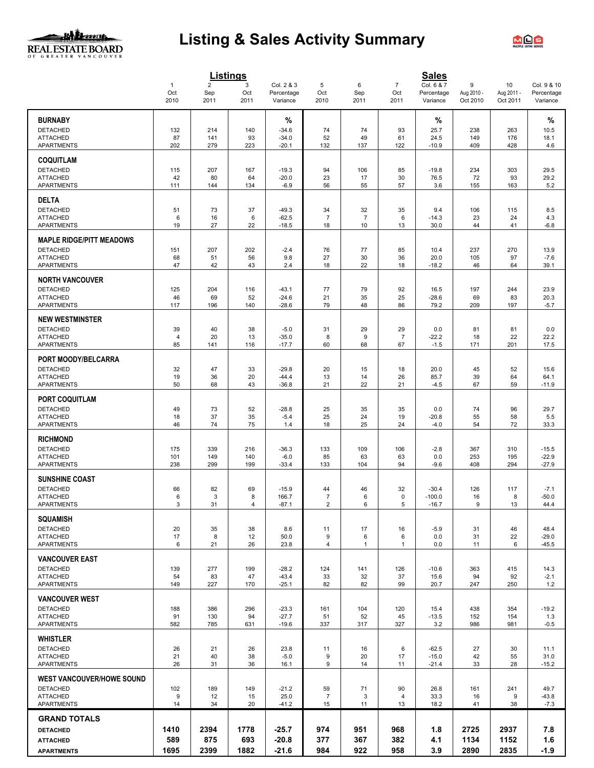# Listing & Sales Activity Summary

| | Listings | | | | Sales | | | | | |
|---|---|---|---|---|---|---|---|---|---|---|
| | 1 | 2 | 3 | Col. 2 & 3 | 5 | 6 | 7 | Col. 6 & 7 | 9 | 10 | Col. 9 & 10 |
| | Oct 2010 | Sep 2011 | Oct 2011 | Percentage Variance | Oct 2010 | Sep 2011 | Oct 2011 | Percentage Variance | Aug 2010 - Oct 2010 | Aug 2011 - Oct 2011 | Percentage Variance |
| **BURNABY** | | | | % | | | | % | | | % |
| DETACHED | 132 | 214 | 140 | -34.6 | 74 | 74 | 93 | 25.7 | 238 | 263 | 10.5 |
| ATTACHED | 87 | 141 | 93 | -34.0 | 52 | 49 | 61 | 24.5 | 149 | 176 | 18.1 |
| APARTMENTS | 202 | 279 | 223 | -20.1 | 132 | 137 | 122 | -10.9 | 409 | 428 | 4.6 |
| **COQUITLAM** | | | | | | | | | | | |
| DETACHED | 115 | 207 | 167 | -19.3 | 94 | 106 | 85 | -19.8 | 234 | 303 | 29.5 |
| ATTACHED | 42 | 80 | 64 | -20.0 | 23 | 17 | 30 | 76.5 | 72 | 93 | 29.2 |
| APARTMENTS | 111 | 144 | 134 | -6.9 | 56 | 55 | 57 | 3.6 | 155 | 163 | 5.2 |
| **DELTA** | | | | | | | | | | | |
| DETACHED | 51 | 73 | 37 | -49.3 | 34 | 32 | 35 | 9.4 | 106 | 115 | 8.5 |
| ATTACHED | 6 | 16 | 6 | -62.5 | 7 | 7 | 6 | -14.3 | 23 | 24 | 4.3 |
| APARTMENTS | 19 | 27 | 22 | -18.5 | 18 | 10 | 13 | 30.0 | 44 | 41 | -6.8 |
| **MAPLE RIDGE/PITT MEADOWS** | | | | | | | | | | | |
| DETACHED | 151 | 207 | 202 | -2.4 | 76 | 77 | 85 | 10.4 | 237 | 270 | 13.9 |
| ATTACHED | 68 | 51 | 56 | 9.8 | 27 | 30 | 36 | 20.0 | 105 | 97 | -7.6 |
| APARTMENTS | 47 | 42 | 43 | 2.4 | 18 | 22 | 18 | -18.2 | 46 | 64 | 39.1 |
| **NORTH VANCOUVER** | | | | | | | | | | | |
| DETACHED | 125 | 204 | 116 | -43.1 | 77 | 79 | 92 | 16.5 | 197 | 244 | 23.9 |
| ATTACHED | 46 | 69 | 52 | -24.6 | 21 | 35 | 25 | -28.6 | 69 | 83 | 20.3 |
| APARTMENTS | 117 | 196 | 140 | -28.6 | 79 | 48 | 86 | 79.2 | 209 | 197 | -5.7 |
| **NEW WESTMINSTER** | | | | | | | | | | | |
| DETACHED | 39 | 40 | 38 | -5.0 | 31 | 29 | 29 | 0.0 | 81 | 81 | 0.0 |
| ATTACHED | 4 | 20 | 13 | -35.0 | 8 | 9 | 7 | -22.2 | 18 | 22 | 22.2 |
| APARTMENTS | 85 | 141 | 116 | -17.7 | 60 | 68 | 67 | -1.5 | 171 | 201 | 17.5 |
| **PORT MOODY/BELCARRA** | | | | | | | | | | | |
| DETACHED | 32 | 47 | 33 | -29.8 | 20 | 15 | 18 | 20.0 | 45 | 52 | 15.6 |
| ATTACHED | 19 | 36 | 20 | -44.4 | 13 | 14 | 26 | 85.7 | 39 | 64 | 64.1 |
| APARTMENTS | 50 | 68 | 43 | -36.8 | 21 | 22 | 21 | -4.5 | 67 | 59 | -11.9 |
| **PORT COQUITLAM** | | | | | | | | | | | |
| DETACHED | 49 | 73 | 52 | -28.8 | 25 | 35 | 35 | 0.0 | 74 | 96 | 29.7 |
| ATTACHED | 18 | 37 | 35 | -5.4 | 25 | 24 | 19 | -20.8 | 55 | 58 | 5.5 |
| APARTMENTS | 46 | 74 | 75 | 1.4 | 18 | 25 | 24 | -4.0 | 54 | 72 | 33.3 |
| **RICHMOND** | | | | | | | | | | | |
| DETACHED | 175 | 339 | 216 | -36.3 | 133 | 109 | 106 | -2.8 | 367 | 310 | -15.5 |
| ATTACHED | 101 | 149 | 140 | -6.0 | 85 | 63 | 63 | 0.0 | 253 | 195 | -22.9 |
| APARTMENTS | 238 | 299 | 199 | -33.4 | 133 | 104 | 94 | -9.6 | 408 | 294 | -27.9 |
| **SUNSHINE COAST** | | | | | | | | | | | |
| DETACHED | 66 | 82 | 69 | -15.9 | 44 | 46 | 32 | -30.4 | 126 | 117 | -7.1 |
| ATTACHED | 6 | 3 | 8 | 166.7 | 7 | 6 | 0 | -100.0 | 16 | 8 | -50.0 |
| APARTMENTS | 3 | 31 | 4 | -87.1 | 2 | 6 | 5 | -16.7 | 9 | 13 | 44.4 |
| **SQUAMISH** | | | | | | | | | | | |
| DETACHED | 20 | 35 | 38 | 8.6 | 11 | 17 | 16 | -5.9 | 31 | 46 | 48.4 |
| ATTACHED | 17 | 8 | 12 | 50.0 | 9 | 6 | 6 | 0.0 | 31 | 22 | -29.0 |
| APARTMENTS | 6 | 21 | 26 | 23.8 | 4 | 1 | 1 | 0.0 | 11 | 6 | -45.5 |
| **VANCOUVER EAST** | | | | | | | | | | | |
| DETACHED | 139 | 277 | 199 | -28.2 | 124 | 141 | 126 | -10.6 | 363 | 415 | 14.3 |
| ATTACHED | 54 | 83 | 47 | -43.4 | 33 | 32 | 37 | 15.6 | 94 | 92 | -2.1 |
| APARTMENTS | 149 | 227 | 170 | -25.1 | 82 | 82 | 99 | 20.7 | 247 | 250 | 1.2 |
| **VANCOUVER WEST** | | | | | | | | | | | |
| DETACHED | 188 | 386 | 296 | -23.3 | 161 | 104 | 120 | 15.4 | 438 | 354 | -19.2 |
| ATTACHED | 91 | 130 | 94 | -27.7 | 51 | 52 | 45 | -13.5 | 152 | 154 | 1.3 |
| APARTMENTS | 582 | 785 | 631 | -19.6 | 337 | 317 | 327 | 3.2 | 986 | 981 | -0.5 |
| **WHISTLER** | | | | | | | | | | | |
| DETACHED | 26 | 21 | 26 | 23.8 | 11 | 16 | 6 | -62.5 | 27 | 30 | 11.1 |
| ATTACHED | 21 | 40 | 38 | -5.0 | 9 | 20 | 17 | -15.0 | 42 | 55 | 31.0 |
| APARTMENTS | 26 | 31 | 36 | 16.1 | 9 | 14 | 11 | -21.4 | 33 | 28 | -15.2 |
| **WEST VANCOUVER/HOWE SOUND** | | | | | | | | | | | |
| DETACHED | 102 | 189 | 149 | -21.2 | 59 | 71 | 90 | 26.8 | 161 | 241 | 49.7 |
| ATTACHED | 9 | 12 | 15 | 25.0 | 7 | 3 | 4 | 33.3 | 16 | 9 | -43.8 |
| APARTMENTS | 14 | 34 | 20 | -41.2 | 15 | 11 | 13 | 18.2 | 41 | 38 | -7.3 |
| **GRAND TOTALS** | | | | | | | | | | | |
| **DETACHED** | **1410** | **2394** | **1778** | **-25.7** | **974** | **951** | **968** | **1.8** | **2725** | **2937** | **7.8** |
| **ATTACHED** | **589** | **875** | **693** | **-20.8** | **377** | **367** | **382** | **4.1** | **1134** | **1152** | **1.6** |
| **APARTMENTS** | **1695** | **2399** | **1882** | **-21.6** | **984** | **922** | **958** | **3.9** | **2890** | **2835** | **-1.9** |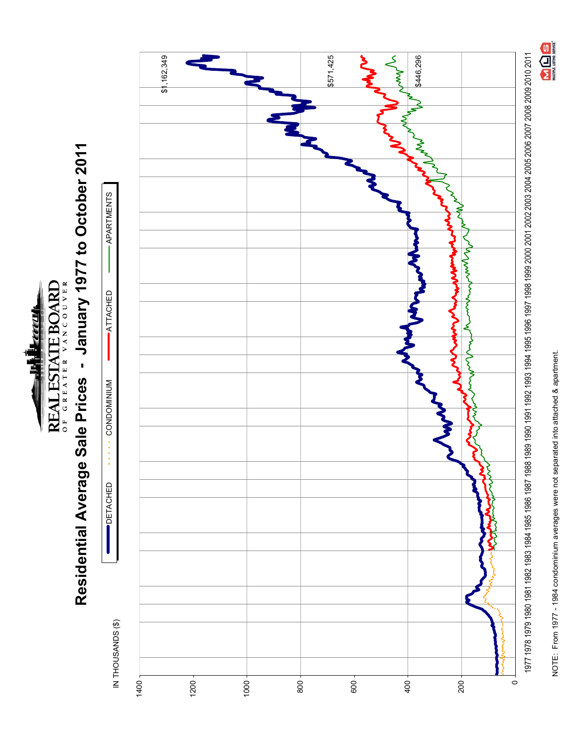REAL ESTATE BOARD OF GREATER VANCOUVER

# Residential Average Sale Prices - January 1977 to October 2011

IN THOUSANDS ($)

DETACHED

CONDOMINIUM

ATTACHED

APARTMENTS

$1,162,349

$571,425

$446,296

1400
1200
1000
800
600
400
200
0

1977 1978 1979 1980 1981 1982 1983 1984 1985 1986 1987 1988 1989 1990 1991 1992 1993 1994 1995 1996 1997 1998 1999 2000 2001 2002 2003 2004 2005 2006 2007 2008 2009 2010 2011

NOTE: From 1977 - 1984 condominium averages were not separated into attached & apartment.

MLS MULTIPLE LISTING SERVICE